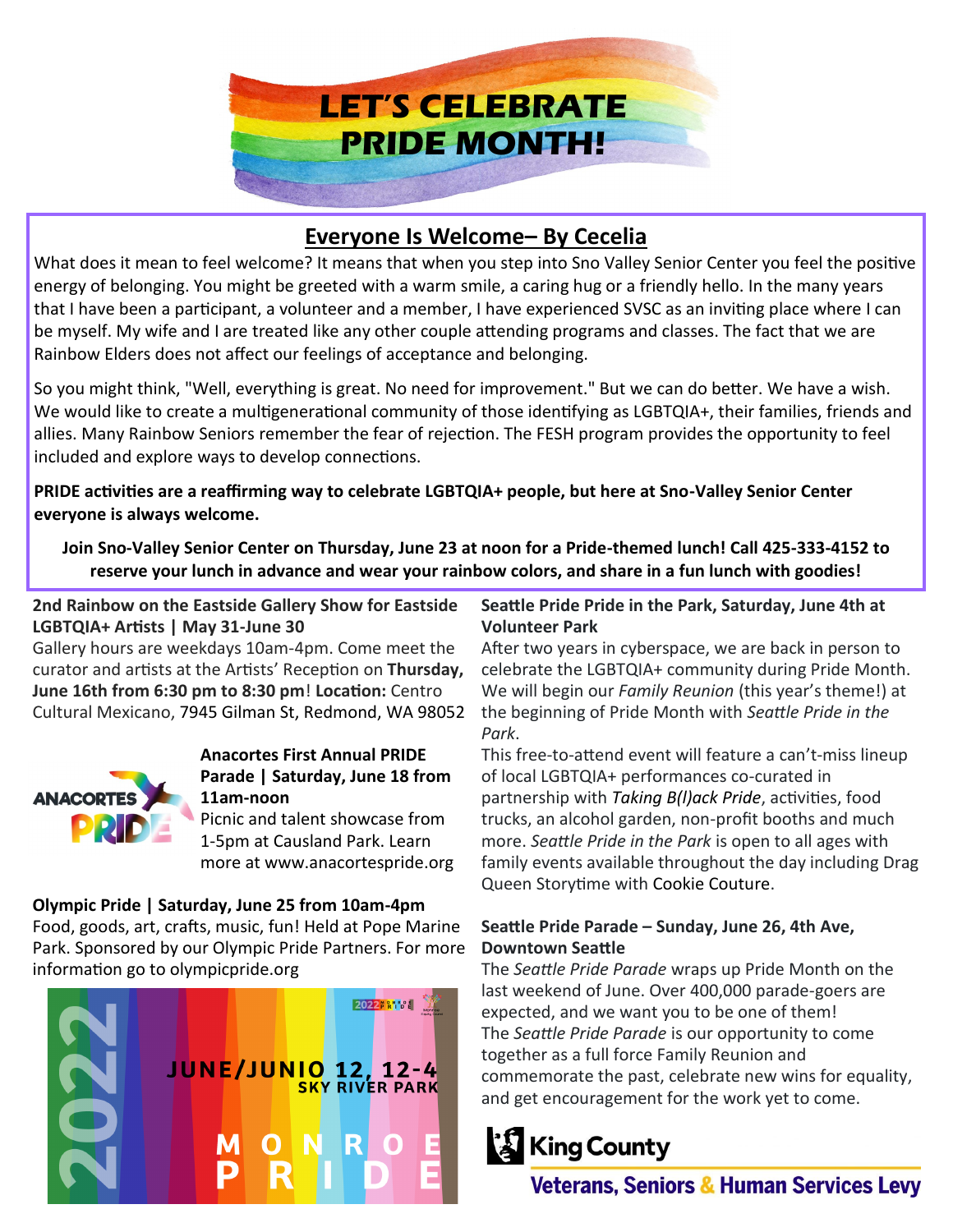# LET'S CELEBRATE PRIDE MONTH!

## Everyone Is Welcome– By Cecelia

What does it mean to feel welcome? It means that when you step into Sno Valley Senior Center you feel the positive energy of belonging. You might be greeted with a warm smile, a caring hug or a friendly hello. In the many years that I have been a participant, a volunteer and a member, I have experienced SVSC as an inviting place where I can be myself. My wife and I are treated like any other couple attending programs and classes. The fact that we are Rainbow Elders does not affect our feelings of acceptance and belonging.

So you might think, "Well, everything is great. No need for improvement." But we can do better. We have a wish. We would like to create a multigenerational community of those identifying as LGBTQIA+, their families, friends and allies. Many Rainbow Seniors remember the fear of rejection. The FESH program provides the opportunity to feel included and explore ways to develop connections.

**PRIDE activities are a reaffirming way to celebrate LGBTQIA+ people, but here at Sno-Valley Senior Center everyone is always welcome.**

**Join Sno-Valley Senior Center on Thursday, June 23 at noon for a Pride-themed lunch! Call 425-333-4152 to reserve your lunch in advance and wear your rainbow colors, and share in a fun lunch with goodies!**

**2nd Rainbow on the Eastside Gallery Show for Eastside LGBTQIA+ Artists | May 31-June 30**

Gallery hours are weekdays 10am-4pm. Come meet the curator and artists at the Artists' Reception on **Thursday, June 16th from 6:30 pm to 8:30 pm**! **Location:** Centro Cultural Mexicano, 7945 Gilman St, Redmond, WA 98052

**Anacortes First Annual PRIDE Parade | Saturday, June 18 from 11am-noon**

Picnic and talent showcase from 1-5pm at Causland Park. Learn more at www.anacortespride.org

**Olympic Pride | Saturday, June 25 from 10am-4pm**

Food, goods, art, crafts, music, fun! Held at Pope Marine Park. Sponsored by our Olympic Pride Partners. For more information go to olympicpride.org

2022 MONROE PRIDE — JUNE/JUNIO 12, 12-4 SKY RIVER PARK

**Seattle Pride Pride in the Park, Saturday, June 4th at Volunteer Park**

After two years in cyberspace, we are back in person to celebrate the LGBTQIA+ community during Pride Month. We will begin our *Family Reunion* (this year's theme!) at the beginning of Pride Month with *Seattle Pride in the Park*.

This free-to-attend event will feature a can't-miss lineup of local LGBTQIA+ performances co-curated in partnership with *Taking B(l)ack Pride*, activities, food trucks, an alcohol garden, non-profit booths and much more. *Seattle Pride in the Park* is open to all ages with family events available throughout the day including Drag Queen Storytime with Cookie Couture.

**Seattle Pride Parade – Sunday, June 26, 4th Ave, Downtown Seattle**

The *Seattle Pride Parade* wraps up Pride Month on the last weekend of June. Over 400,000 parade-goers are expected, and we want you to be one of them!

The *Seattle Pride Parade* is our opportunity to come together as a full force Family Reunion and commemorate the past, celebrate new wins for equality, and get encouragement for the work yet to come.

King County — Veterans, Seniors & Human Services Levy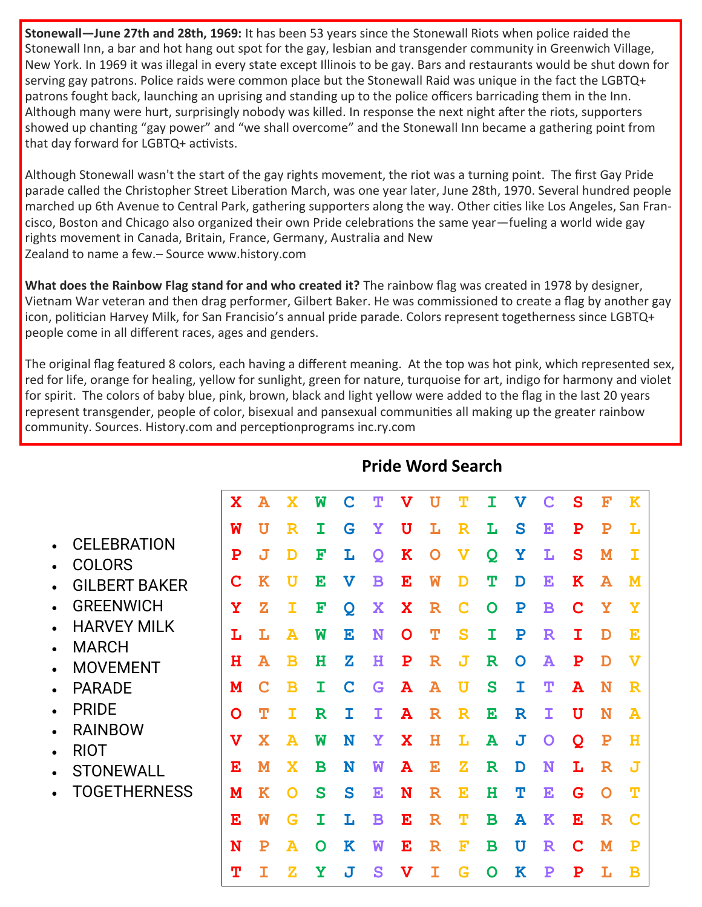**Stonewall—June 27th and 28th, 1969:** It has been 53 years since the Stonewall Riots when police raided the Stonewall Inn, a bar and hot hang out spot for the gay, lesbian and transgender community in Greenwich Village, New York. In 1969 it was illegal in every state except Illinois to be gay. Bars and restaurants would be shut down for serving gay patrons. Police raids were common place but the Stonewall Raid was unique in the fact the LGBTQ+ patrons fought back, launching an uprising and standing up to the police officers barricading them in the Inn. Although many were hurt, surprisingly nobody was killed. In response the next night after the riots, supporters showed up chanting "gay power" and "we shall overcome" and the Stonewall Inn became a gathering point from that day forward for LGBTQ+ activists.

Although Stonewall wasn't the start of the gay rights movement, the riot was a turning point. The first Gay Pride parade called the Christopher Street Liberation March, was one year later, June 28th, 1970. Several hundred people marched up 6th Avenue to Central Park, gathering supporters along the way. Other cities like Los Angeles, San Francisco, Boston and Chicago also organized their own Pride celebrations the same year—fueling a world wide gay rights movement in Canada, Britain, France, Germany, Australia and New Zealand to name a few.– Source www.history.com

**What does the Rainbow Flag stand for and who created it?** The rainbow flag was created in 1978 by designer, Vietnam War veteran and then drag performer, Gilbert Baker. He was commissioned to create a flag by another gay icon, politician Harvey Milk, for San Francisio's annual pride parade. Colors represent togetherness since LGBTQ+ people come in all different races, ages and genders.

The original flag featured 8 colors, each having a different meaning. At the top was hot pink, which represented sex, red for life, orange for healing, yellow for sunlight, green for nature, turquoise for art, indigo for harmony and violet for spirit. The colors of baby blue, pink, brown, black and light yellow were added to the flag in the last 20 years represent transgender, people of color, bisexual and pansexual communities all making up the greater rainbow community. Sources. History.com and perceptionprograms inc.ry.com

## Pride Word Search

- CELEBRATION
- COLORS
- GILBERT BAKER
- GREENWICH
- HARVEY MILK
- MARCH
- MOVEMENT
- PARADE
- PRIDE
- RAINBOW
- RIOT
- STONEWALL
- TOGETHERNESS

| | | | | | | | | | | | | | | |
|---|---|---|---|---|---|---|---|---|---|---|---|---|---|---|
| X | A | X | W | C | T | V | U | T | I | V | C | S | F | K |
| W | U | R | I | G | Y | U | L | R | L | S | E | P | P | L |
| P | J | D | F | L | Q | K | O | V | Q | Y | L | S | M | I |
| C | K | U | E | V | B | E | W | D | T | D | E | K | A | M |
| Y | Z | I | F | Q | X | X | R | C | O | P | B | C | Y | Y |
| L | L | A | W | E | N | O | T | S | I | P | R | I | D | E |
| H | A | B | H | Z | H | P | R | J | R | O | A | P | D | V |
| M | C | B | I | C | G | A | A | U | S | I | T | A | N | R |
| O | T | I | R | I | I | A | R | R | E | R | I | U | N | A |
| V | X | A | W | N | Y | X | H | L | A | J | O | Q | P | H |
| E | M | X | B | N | W | A | E | Z | R | D | N | L | R | J |
| M | K | O | S | S | E | N | R | E | H | T | E | G | O | T |
| E | W | G | I | L | B | E | R | T | B | A | K | E | R | C |
| N | P | A | O | K | W | E | R | F | B | U | R | C | M | P |
| T | I | Z | Y | J | S | V | I | G | O | K | P | P | L | B |